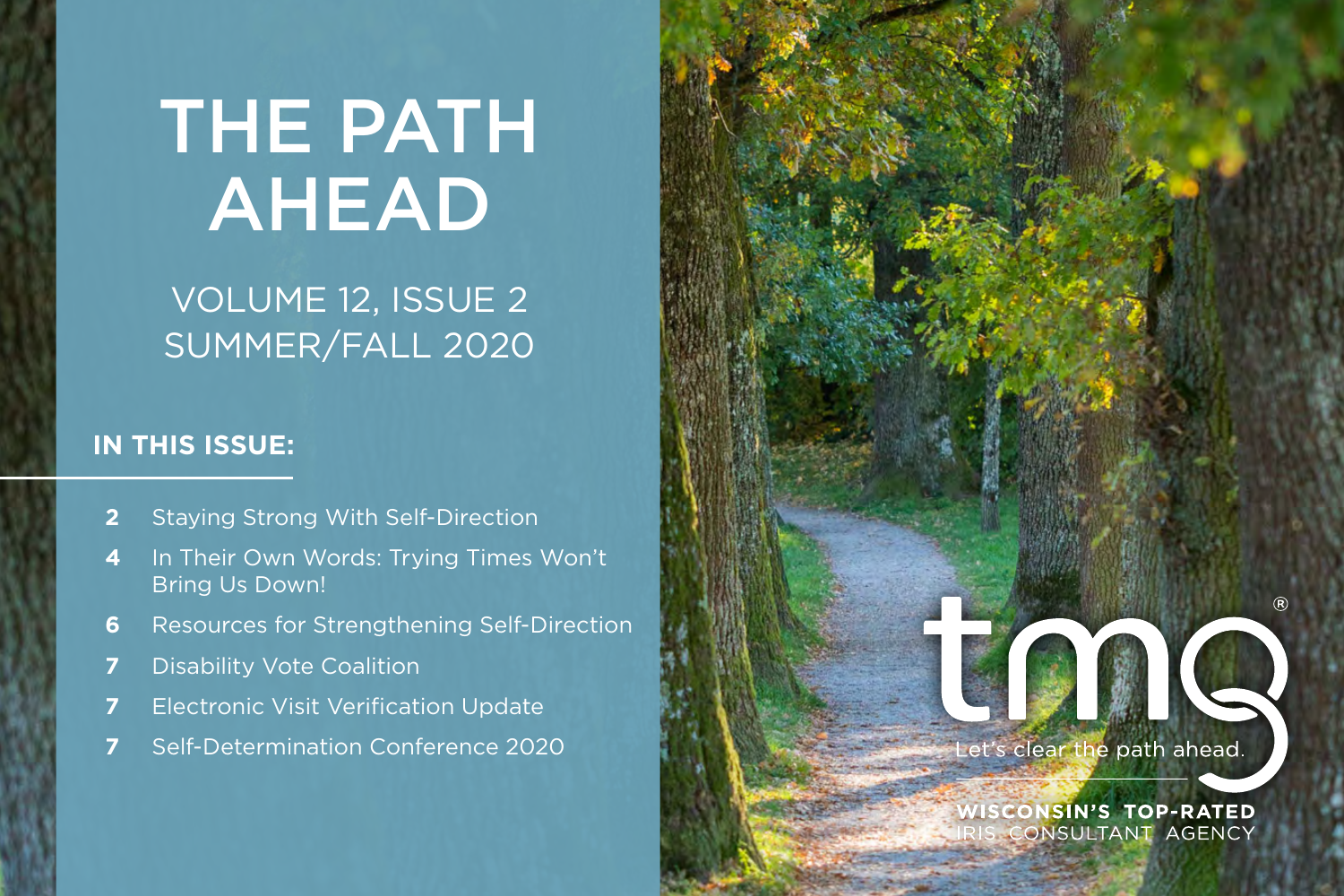# THE PATH AHEAD

VOLUME 12, ISSUE 2
SUMMER/FALL 2020

## IN THIS ISSUE:

- **2** Staying Strong With Self-Direction
- **4** In Their Own Words: Trying Times Won't Bring Us Down!
- **6** Resources for Strengthening Self-Direction
- **7** Disability Vote Coalition
- **7** Electronic Visit Verification Update
- **7** Self-Determination Conference 2020

tmg®

Let's clear the path ahead.

**WISCONSIN'S TOP-RATED**
IRIS CONSULTANT AGENCY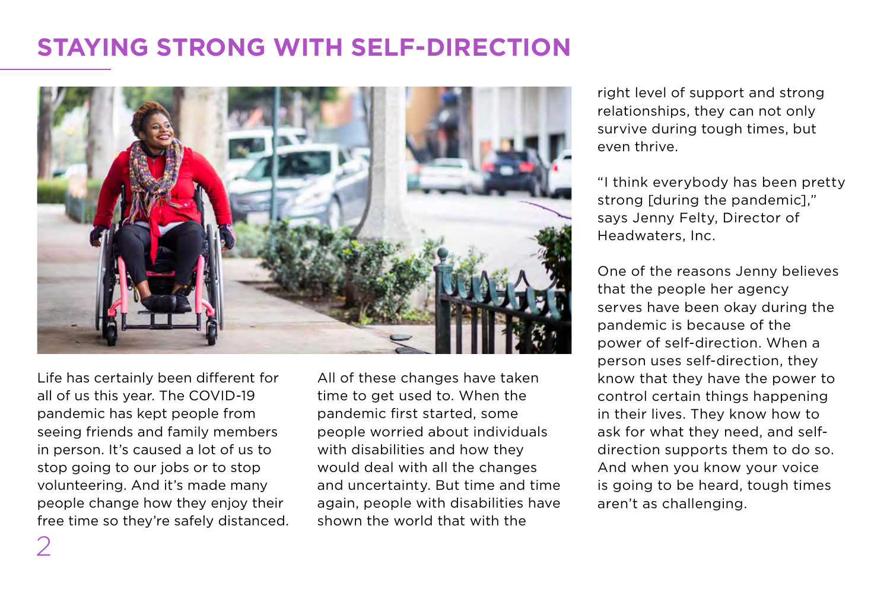# STAYING STRONG WITH SELF-DIRECTION

Life has certainly been different for all of us this year. The COVID-19 pandemic has kept people from seeing friends and family members in person. It's caused a lot of us to stop going to our jobs or to stop volunteering. And it's made many people change how they enjoy their free time so they're safely distanced.

All of these changes have taken time to get used to. When the pandemic first started, some people worried about individuals with disabilities and how they would deal with all the changes and uncertainty. But time and time again, people with disabilities have shown the world that with the right level of support and strong relationships, they can not only survive during tough times, but even thrive.

"I think everybody has been pretty strong [during the pandemic]," says Jenny Felty, Director of Headwaters, Inc.

One of the reasons Jenny believes that the people her agency serves have been okay during the pandemic is because of the power of self-direction. When a person uses self-direction, they know that they have the power to control certain things happening in their lives. They know how to ask for what they need, and self-direction supports them to do so. And when you know your voice is going to be heard, tough times aren't as challenging.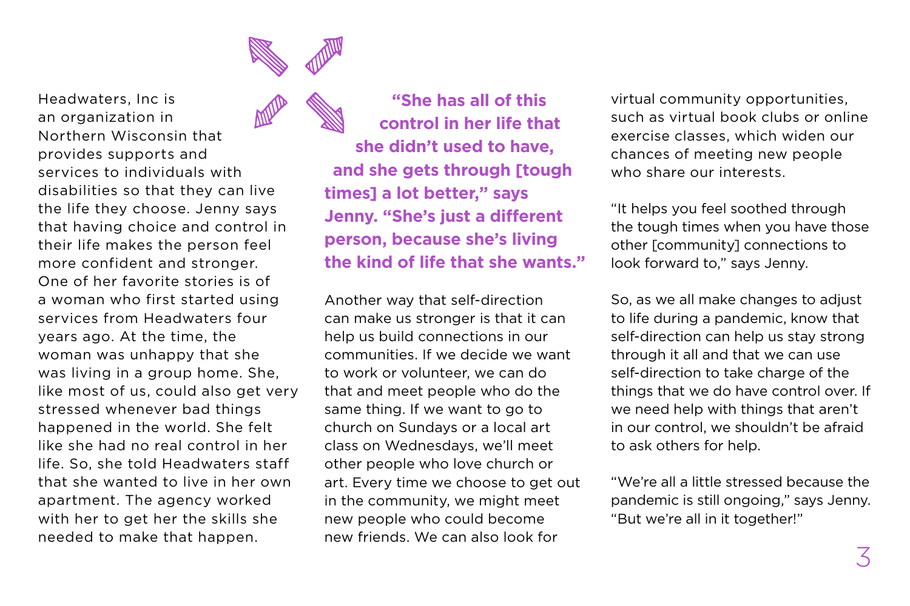Headwaters, Inc is an organization in Northern Wisconsin that provides supports and services to individuals with disabilities so that they can live the life they choose. Jenny says that having choice and control in their life makes the person feel more confident and stronger. One of her favorite stories is of a woman who first started using services from Headwaters four years ago. At the time, the woman was unhappy that she was living in a group home. She, like most of us, could also get very stressed whenever bad things happened in the world. She felt like she had no real control in her life. So, she told Headwaters staff that she wanted to live in her own apartment. The agency worked with her to get her the skills she needed to make that happen.

**"She has all of this control in her life that she didn't used to have, and she gets through [tough times] a lot better," says Jenny. "She's just a different person, because she's living the kind of life that she wants."**

Another way that self-direction can make us stronger is that it can help us build connections in our communities. If we decide we want to work or volunteer, we can do that and meet people who do the same thing. If we want to go to church on Sundays or a local art class on Wednesdays, we'll meet other people who love church or art. Every time we choose to get out in the community, we might meet new people who could become new friends. We can also look for virtual community opportunities, such as virtual book clubs or online exercise classes, which widen our chances of meeting new people who share our interests.

"It helps you feel soothed through the tough times when you have those other [community] connections to look forward to," says Jenny.

So, as we all make changes to adjust to life during a pandemic, know that self-direction can help us stay strong through it all and that we can use self-direction to take charge of the things that we do have control over. If we need help with things that aren't in our control, we shouldn't be afraid to ask others for help.

"We're all a little stressed because the pandemic is still ongoing," says Jenny. "But we're all in it together!"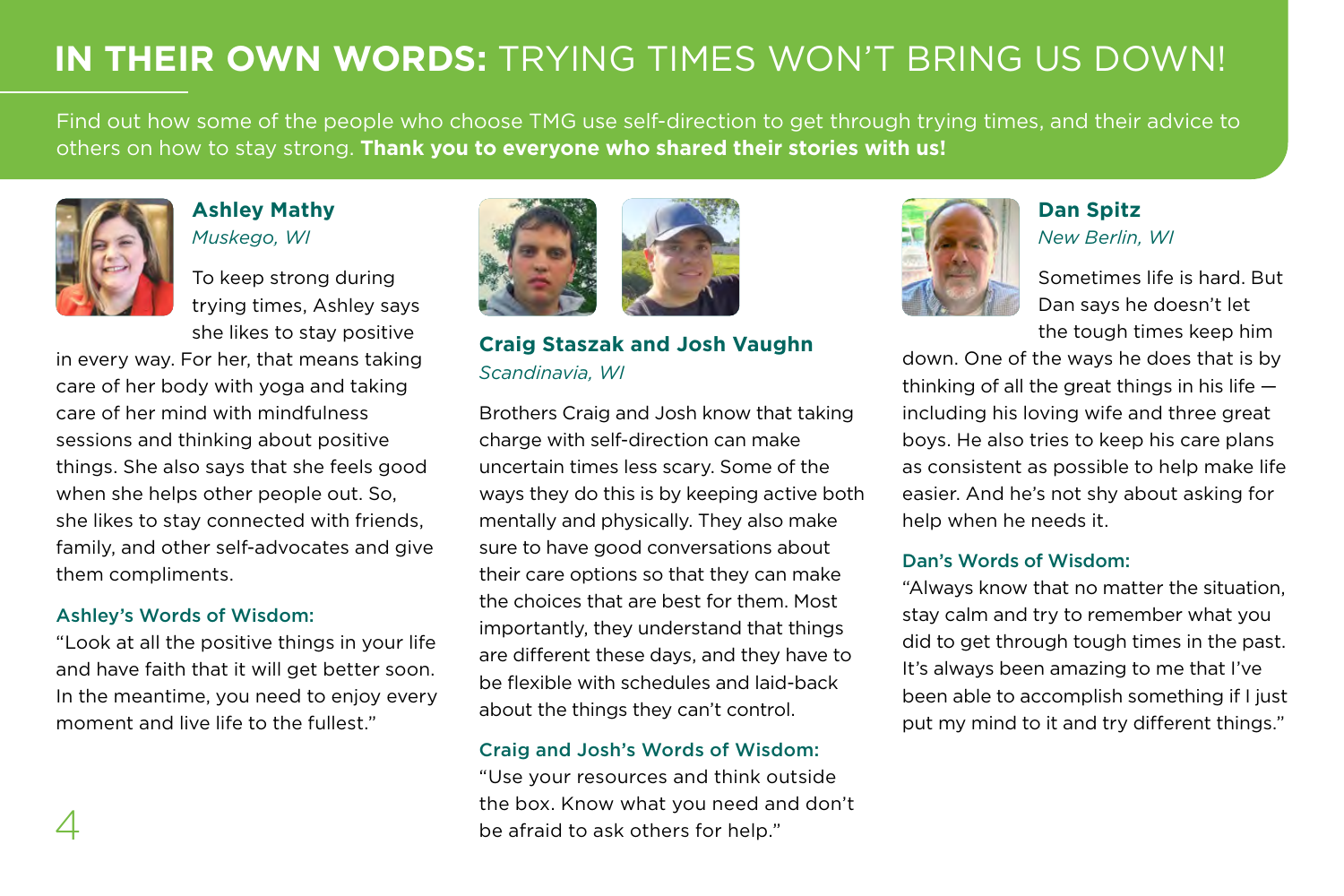# **IN THEIR OWN WORDS:** TRYING TIMES WON'T BRING US DOWN!

Find out how some of the people who choose TMG use self-direction to get through trying times, and their advice to others on how to stay strong. **Thank you to everyone who shared their stories with us!**

### Ashley Mathy

*Muskego, WI*

To keep strong during trying times, Ashley says she likes to stay positive in every way. For her, that means taking care of her body with yoga and taking care of her mind with mindfulness sessions and thinking about positive things. She also says that she feels good when she helps other people out. So, she likes to stay connected with friends, family, and other self-advocates and give them compliments.

#### Ashley's Words of Wisdom:

"Look at all the positive things in your life and have faith that it will get better soon. In the meantime, you need to enjoy every moment and live life to the fullest."

### Craig Staszak and Josh Vaughn

*Scandinavia, WI*

Brothers Craig and Josh know that taking charge with self-direction can make uncertain times less scary. Some of the ways they do this is by keeping active both mentally and physically. They also make sure to have good conversations about their care options so that they can make the choices that are best for them. Most importantly, they understand that things are different these days, and they have to be flexible with schedules and laid-back about the things they can't control.

#### Craig and Josh's Words of Wisdom:

"Use your resources and think outside the box. Know what you need and don't be afraid to ask others for help."

### Dan Spitz

*New Berlin, WI*

Sometimes life is hard. But Dan says he doesn't let the tough times keep him down. One of the ways he does that is by thinking of all the great things in his life — including his loving wife and three great boys. He also tries to keep his care plans as consistent as possible to help make life easier. And he's not shy about asking for help when he needs it.

#### Dan's Words of Wisdom:

"Always know that no matter the situation, stay calm and try to remember what you did to get through tough times in the past. It's always been amazing to me that I've been able to accomplish something if I just put my mind to it and try different things."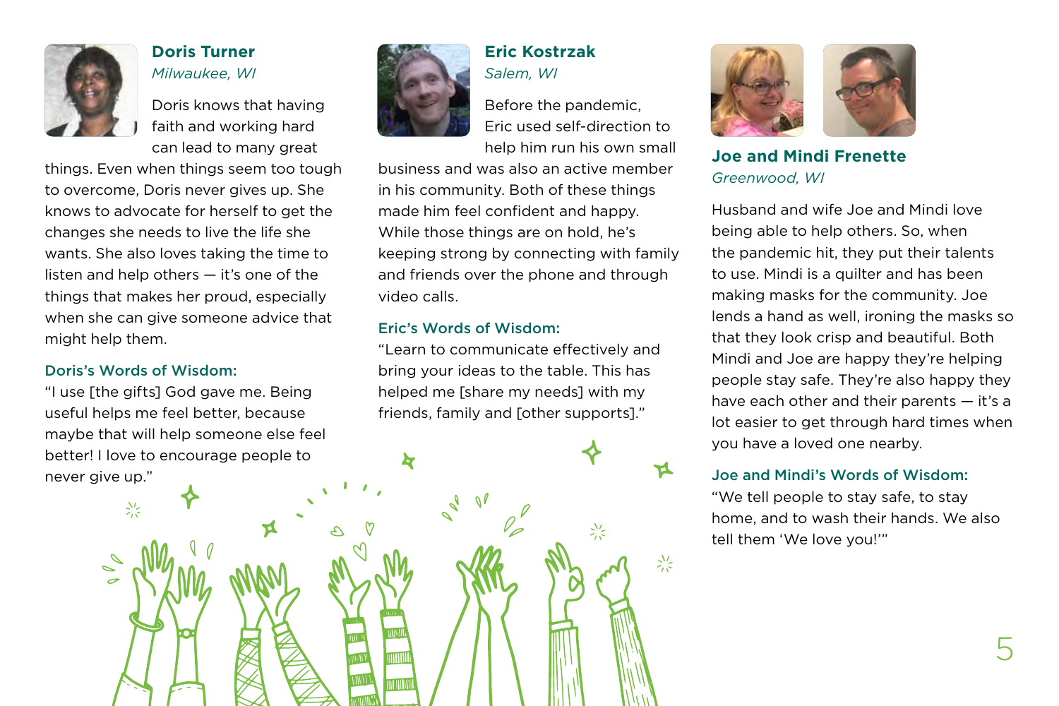## Doris Turner

*Milwaukee, WI*

Doris knows that having faith and working hard can lead to many great things. Even when things seem too tough to overcome, Doris never gives up. She knows to advocate for herself to get the changes she needs to live the life she wants. She also loves taking the time to listen and help others — it's one of the things that makes her proud, especially when she can give someone advice that might help them.

### Doris's Words of Wisdom:

"I use [the gifts] God gave me. Being useful helps me feel better, because maybe that will help someone else feel better! I love to encourage people to never give up."

## Eric Kostrzak

*Salem, WI*

Before the pandemic, Eric used self-direction to help him run his own small business and was also an active member in his community. Both of these things made him feel confident and happy. While those things are on hold, he's keeping strong by connecting with family and friends over the phone and through video calls.

### Eric's Words of Wisdom:

"Learn to communicate effectively and bring your ideas to the table. This has helped me [share my needs] with my friends, family and [other supports]."

## Joe and Mindi Frenette

*Greenwood, WI*

Husband and wife Joe and Mindi love being able to help others. So, when the pandemic hit, they put their talents to use. Mindi is a quilter and has been making masks for the community. Joe lends a hand as well, ironing the masks so that they look crisp and beautiful. Both Mindi and Joe are happy they're helping people stay safe. They're also happy they have each other and their parents — it's a lot easier to get through hard times when you have a loved one nearby.

### Joe and Mindi's Words of Wisdom:

"We tell people to stay safe, to stay home, and to wash their hands. We also tell them 'We love you!'"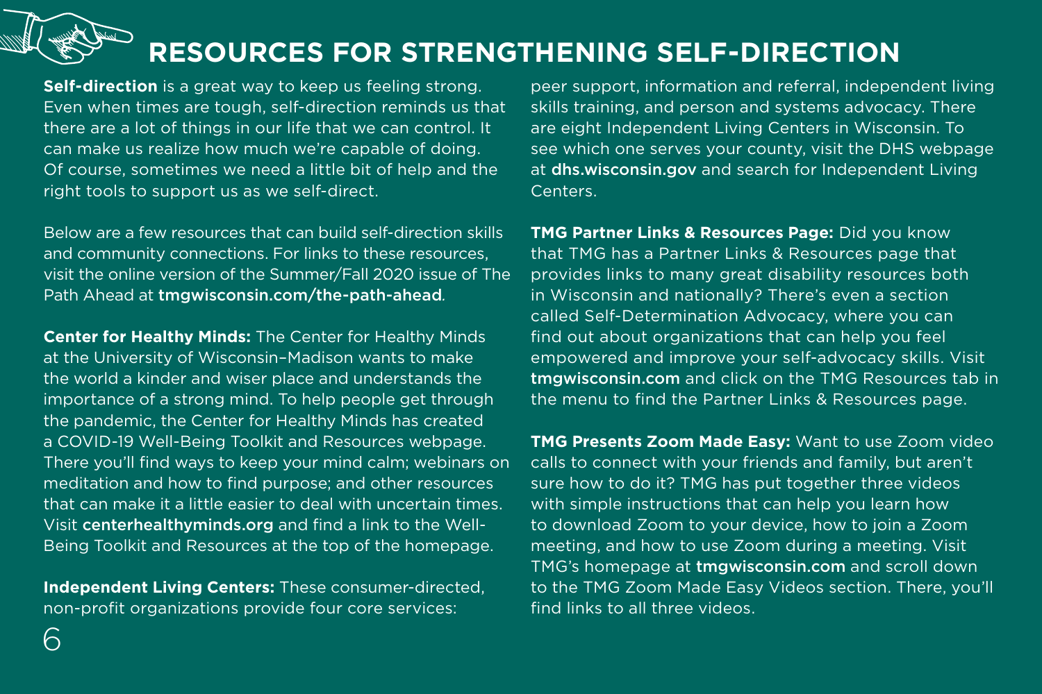# RESOURCES FOR STRENGTHENING SELF-DIRECTION

**Self-direction** is a great way to keep us feeling strong. Even when times are tough, self-direction reminds us that there are a lot of things in our life that we can control. It can make us realize how much we're capable of doing. Of course, sometimes we need a little bit of help and the right tools to support us as we self-direct.

Below are a few resources that can build self-direction skills and community connections. For links to these resources, visit the online version of the Summer/Fall 2020 issue of The Path Ahead at **tmgwisconsin.com/the-path-ahead**.

**Center for Healthy Minds:** The Center for Healthy Minds at the University of Wisconsin–Madison wants to make the world a kinder and wiser place and understands the importance of a strong mind. To help people get through the pandemic, the Center for Healthy Minds has created a COVID-19 Well-Being Toolkit and Resources webpage. There you'll find ways to keep your mind calm; webinars on meditation and how to find purpose; and other resources that can make it a little easier to deal with uncertain times. Visit **centerhealthyminds.org** and find a link to the Well-Being Toolkit and Resources at the top of the homepage.

**Independent Living Centers:** These consumer-directed, non-profit organizations provide four core services: peer support, information and referral, independent living skills training, and person and systems advocacy. There are eight Independent Living Centers in Wisconsin. To see which one serves your county, visit the DHS webpage at **dhs.wisconsin.gov** and search for Independent Living Centers.

**TMG Partner Links & Resources Page:** Did you know that TMG has a Partner Links & Resources page that provides links to many great disability resources both in Wisconsin and nationally? There's even a section called Self-Determination Advocacy, where you can find out about organizations that can help you feel empowered and improve your self-advocacy skills. Visit **tmgwisconsin.com** and click on the TMG Resources tab in the menu to find the Partner Links & Resources page.

**TMG Presents Zoom Made Easy:** Want to use Zoom video calls to connect with your friends and family, but aren't sure how to do it? TMG has put together three videos with simple instructions that can help you learn how to download Zoom to your device, how to join a Zoom meeting, and how to use Zoom during a meeting. Visit TMG's homepage at **tmgwisconsin.com** and scroll down to the TMG Zoom Made Easy Videos section. There, you'll find links to all three videos.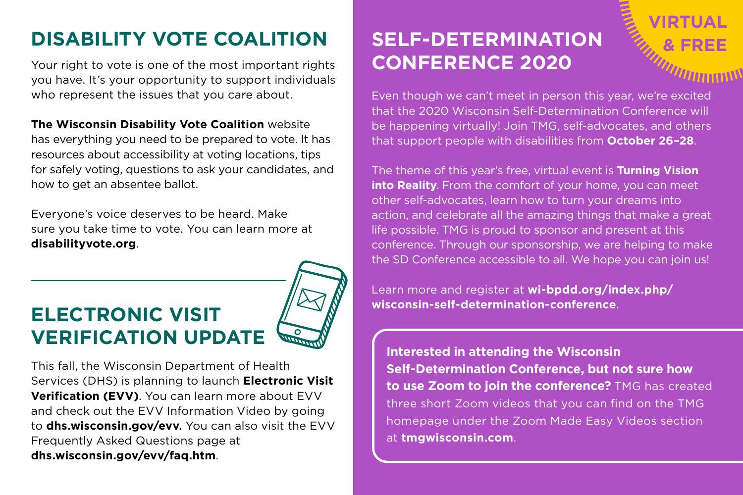## DISABILITY VOTE COALITION

Your right to vote is one of the most important rights you have. It's your opportunity to support individuals who represent the issues that you care about.

**The Wisconsin Disability Vote Coalition** website has everything you need to be prepared to vote. It has resources about accessibility at voting locations, tips for safely voting, questions to ask your candidates, and how to get an absentee ballot.

Everyone's voice deserves to be heard. Make sure you take time to vote. You can learn more at **disabilityvote.org**.

## ELECTRONIC VISIT VERIFICATION UPDATE

This fall, the Wisconsin Department of Health Services (DHS) is planning to launch **Electronic Visit Verification (EVV)**. You can learn more about EVV and check out the EVV Information Video by going to **dhs.wisconsin.gov/evv.** You can also visit the EVV Frequently Asked Questions page at **dhs.wisconsin.gov/evv/faq.htm**.

## SELF-DETERMINATION CONFERENCE 2020

**VIRTUAL & FREE**

Even though we can't meet in person this year, we're excited that the 2020 Wisconsin Self-Determination Conference will be happening virtually! Join TMG, self-advocates, and others that support people with disabilities from **October 26–28**.

The theme of this year's free, virtual event is **Turning Vision into Reality**. From the comfort of your home, you can meet other self-advocates, learn how to turn your dreams into action, and celebrate all the amazing things that make a great life possible. TMG is proud to sponsor and present at this conference. Through our sponsorship, we are helping to make the SD Conference accessible to all. We hope you can join us!

Learn more and register at **wi-bpdd.org/index.php/wisconsin-self-determination-conference**.

**Interested in attending the Wisconsin Self-Determination Conference, but not sure how to use Zoom to join the conference?** TMG has created three short Zoom videos that you can find on the TMG homepage under the Zoom Made Easy Videos section at **tmgwisconsin.com**.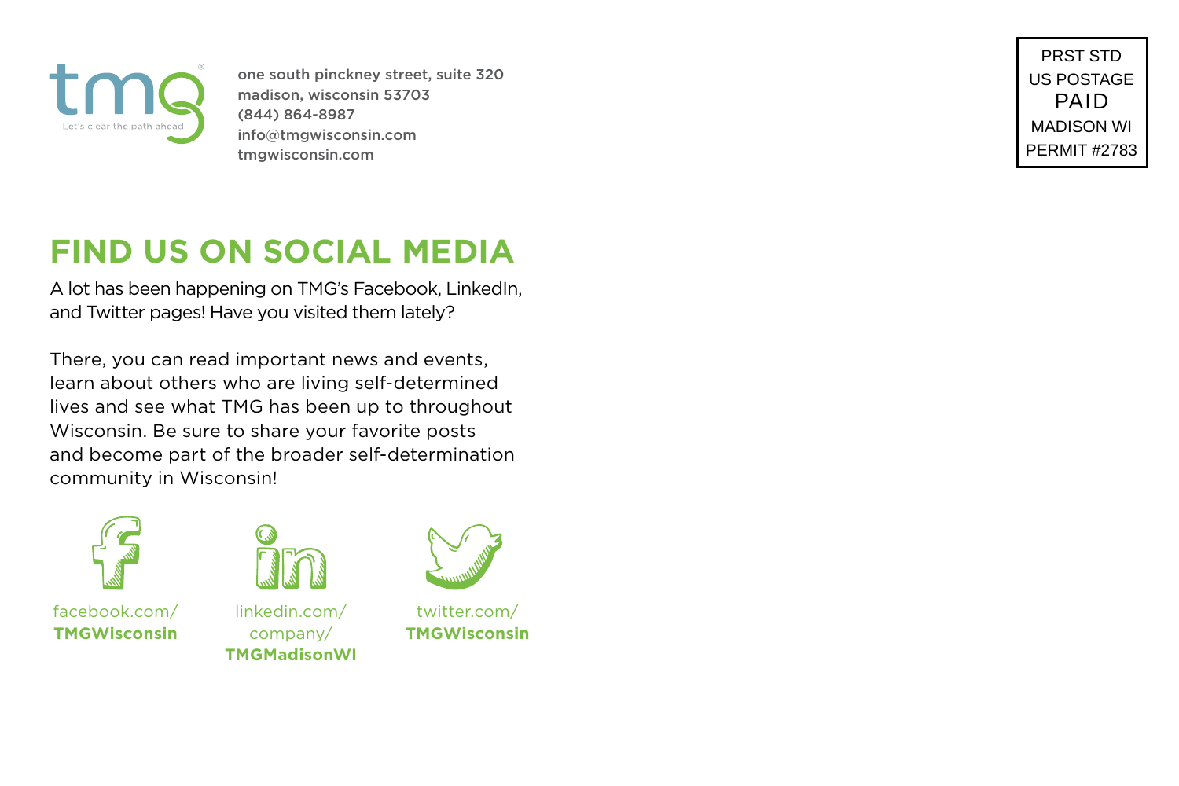tmg
Let's clear the path ahead.

one south pinckney street, suite 320
madison, wisconsin 53703
(844) 864-8987
info@tmgwisconsin.com
tmgwisconsin.com

PRST STD
US POSTAGE
PAID
MADISON WI
PERMIT #2783

# FIND US ON SOCIAL MEDIA

A lot has been happening on TMG's Facebook, LinkedIn, and Twitter pages! Have you visited them lately?

There, you can read important news and events, learn about others who are living self-determined lives and see what TMG has been up to throughout Wisconsin. Be sure to share your favorite posts and become part of the broader self-determination community in Wisconsin!

facebook.com/**TMGWisconsin**

linkedin.com/company/**TMGMadisonWI**

twitter.com/**TMGWisconsin**